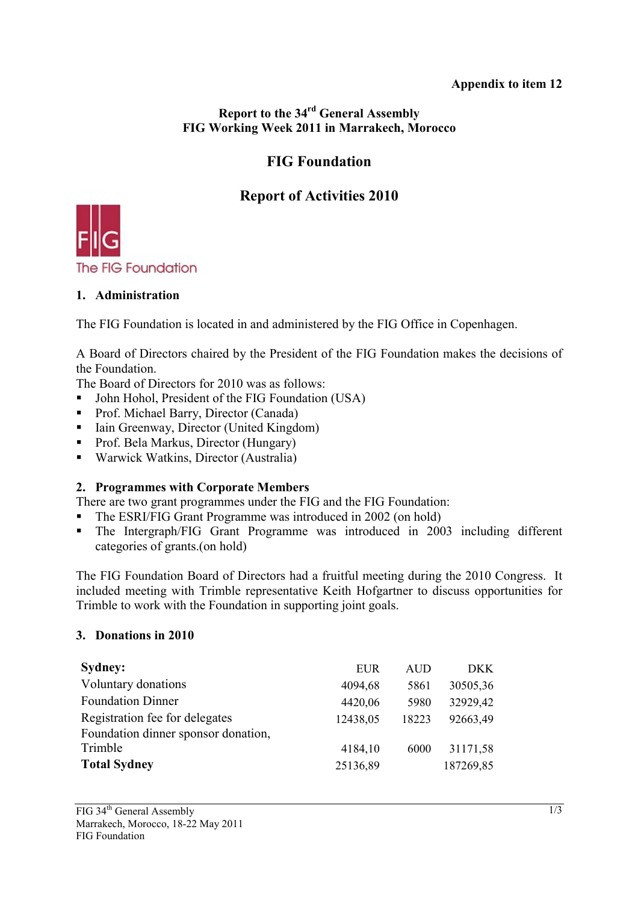**Appendix to item 12**

**Report to the 34th General Assembly**
**FIG Working Week 2011 in Marrakech, Morocco**

# FIG Foundation

## Report of Activities 2010

## 1. Administration

The FIG Foundation is located in and administered by the FIG Office in Copenhagen.

A Board of Directors chaired by the President of the FIG Foundation makes the decisions of the Foundation.
The Board of Directors for 2010 was as follows:

- John Hohol, President of the FIG Foundation (USA)
- Prof. Michael Barry, Director (Canada)
- Iain Greenway, Director (United Kingdom)
- Prof. Bela Markus, Director (Hungary)
- Warwick Watkins, Director (Australia)

## 2. Programmes with Corporate Members

There are two grant programmes under the FIG and the FIG Foundation:

- The ESRI/FIG Grant Programme was introduced in 2002 (on hold)
- The Intergraph/FIG Grant Programme was introduced in 2003 including different categories of grants.(on hold)

The FIG Foundation Board of Directors had a fruitful meeting during the 2010 Congress. It included meeting with Trimble representative Keith Hofgartner to discuss opportunities for Trimble to work with the Foundation in supporting joint goals.

## 3. Donations in 2010

| **Sydney:** | EUR | AUD | DKK |
|---|---|---|---|
| Voluntary donations | 4094,68 | 5861 | 30505,36 |
| Foundation Dinner | 4420,06 | 5980 | 32929,42 |
| Registration fee for delegates | 12438,05 | 18223 | 92663,49 |
| Foundation dinner sponsor donation, Trimble | 4184,10 | 6000 | 31171,58 |
| **Total Sydney** | 25136,89 | | 187269,85 |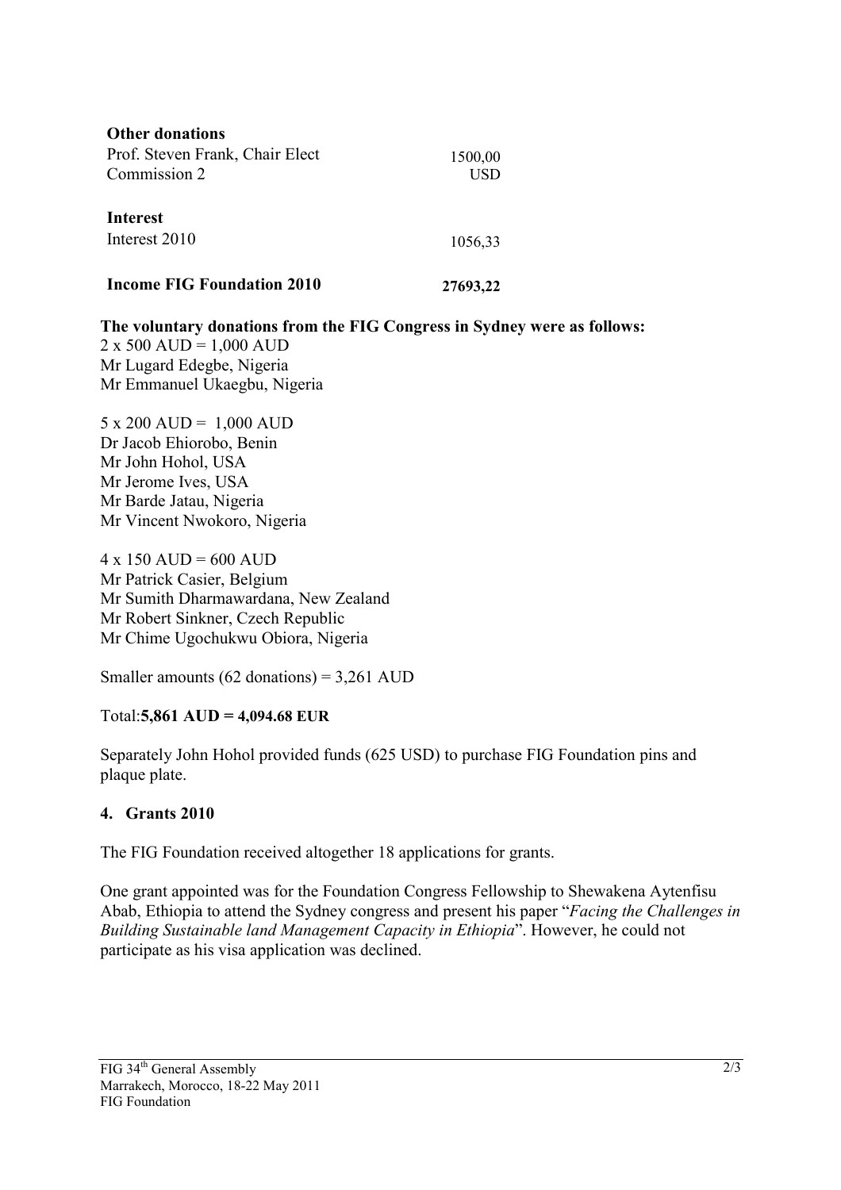| | |
|---|---|
| **Other donations** | |
| Prof. Steven Frank, Chair Elect Commission 2 | 1500,00 USD |
| **Interest** | |
| Interest 2010 | 1056,33 |
| **Income FIG Foundation 2010** | **27693,22** |

**The voluntary donations from the FIG Congress in Sydney were as follows:**

2 x 500 AUD = 1,000 AUD
Mr Lugard Edegbe, Nigeria
Mr Emmanuel Ukaegbu, Nigeria

5 x 200 AUD = 1,000 AUD
Dr Jacob Ehiorobo, Benin
Mr John Hohol, USA
Mr Jerome Ives, USA
Mr Barde Jatau, Nigeria
Mr Vincent Nwokoro, Nigeria

4 x 150 AUD = 600 AUD
Mr Patrick Casier, Belgium
Mr Sumith Dharmawardana, New Zealand
Mr Robert Sinkner, Czech Republic
Mr Chime Ugochukwu Obiora, Nigeria

Smaller amounts (62 donations) = 3,261 AUD

Total:**5,861 AUD = 4,094.68 EUR**

Separately John Hohol provided funds (625 USD) to purchase FIG Foundation pins and plaque plate.

## 4. Grants 2010

The FIG Foundation received altogether 18 applications for grants.

One grant appointed was for the Foundation Congress Fellowship to Shewakena Aytenfisu Abab, Ethiopia to attend the Sydney congress and present his paper "*Facing the Challenges in Building Sustainable land Management Capacity in Ethiopia*". However, he could not participate as his visa application was declined.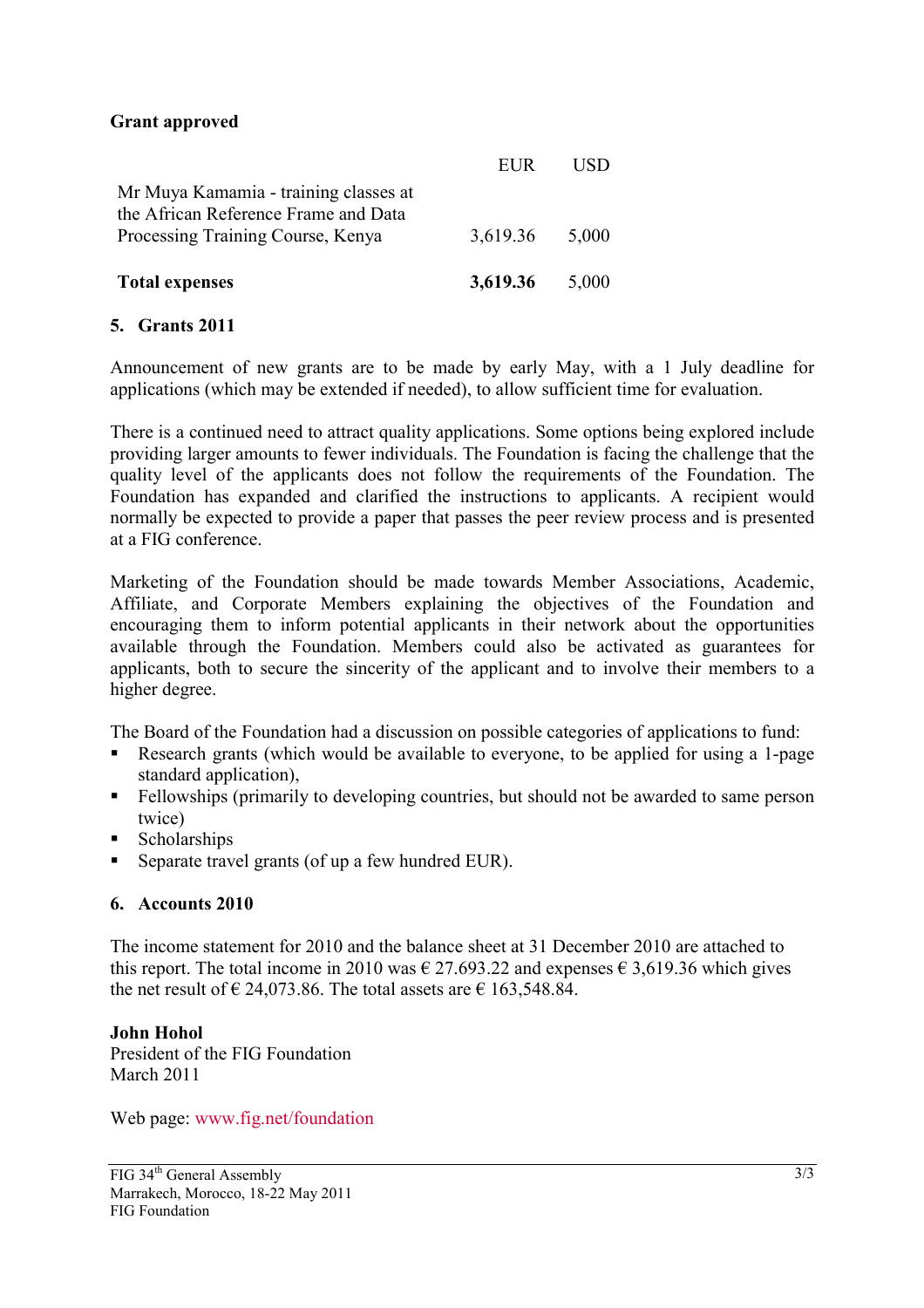**Grant approved**

| | EUR | USD |
|---|---|---|
| Mr Muya Kamamia - training classes at the African Reference Frame and Data Processing Training Course, Kenya | 3,619.36 | 5,000 |
| **Total expenses** | **3,619.36** | 5,000 |

## 5. Grants 2011

Announcement of new grants are to be made by early May, with a 1 July deadline for applications (which may be extended if needed), to allow sufficient time for evaluation.

There is a continued need to attract quality applications. Some options being explored include providing larger amounts to fewer individuals. The Foundation is facing the challenge that the quality level of the applicants does not follow the requirements of the Foundation. The Foundation has expanded and clarified the instructions to applicants. A recipient would normally be expected to provide a paper that passes the peer review process and is presented at a FIG conference.

Marketing of the Foundation should be made towards Member Associations, Academic, Affiliate, and Corporate Members explaining the objectives of the Foundation and encouraging them to inform potential applicants in their network about the opportunities available through the Foundation. Members could also be activated as guarantees for applicants, both to secure the sincerity of the applicant and to involve their members to a higher degree.

The Board of the Foundation had a discussion on possible categories of applications to fund:

- Research grants (which would be available to everyone, to be applied for using a 1-page standard application),
- Fellowships (primarily to developing countries, but should not be awarded to same person twice)
- Scholarships
- Separate travel grants (of up a few hundred EUR).

## 6. Accounts 2010

The income statement for 2010 and the balance sheet at 31 December 2010 are attached to this report. The total income in 2010 was € 27.693.22 and expenses € 3,619.36 which gives the net result of € 24,073.86. The total assets are € 163,548.84.

**John Hohol**
President of the FIG Foundation
March 2011

Web page: www.fig.net/foundation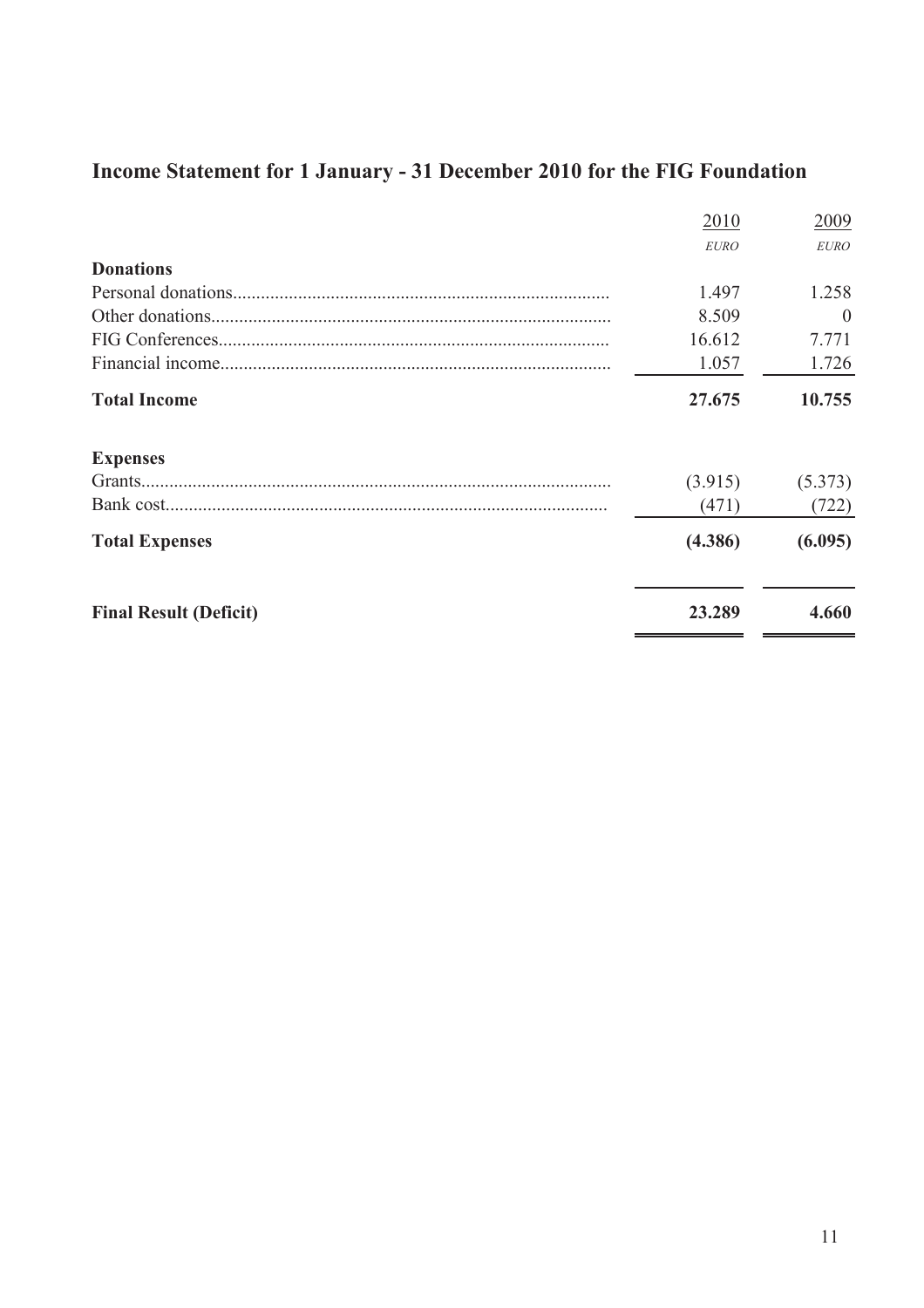## Income Statement for 1 January - 31 December 2010 for the FIG Foundation

| | 2010 | 2009 |
|---|---|---|
| | *EURO* | *EURO* |
| **Donations** | | |
| Personal donations | 1.497 | 1.258 |
| Other donations | 8.509 | 0 |
| FIG Conferences | 16.612 | 7.771 |
| Financial income | 1.057 | 1.726 |
| **Total Income** | **27.675** | **10.755** |
| **Expenses** | | |
| Grants | (3.915) | (5.373) |
| Bank cost | (471) | (722) |
| **Total Expenses** | **(4.386)** | **(6.095)** |
| **Final Result (Deficit)** | **23.289** | **4.660** |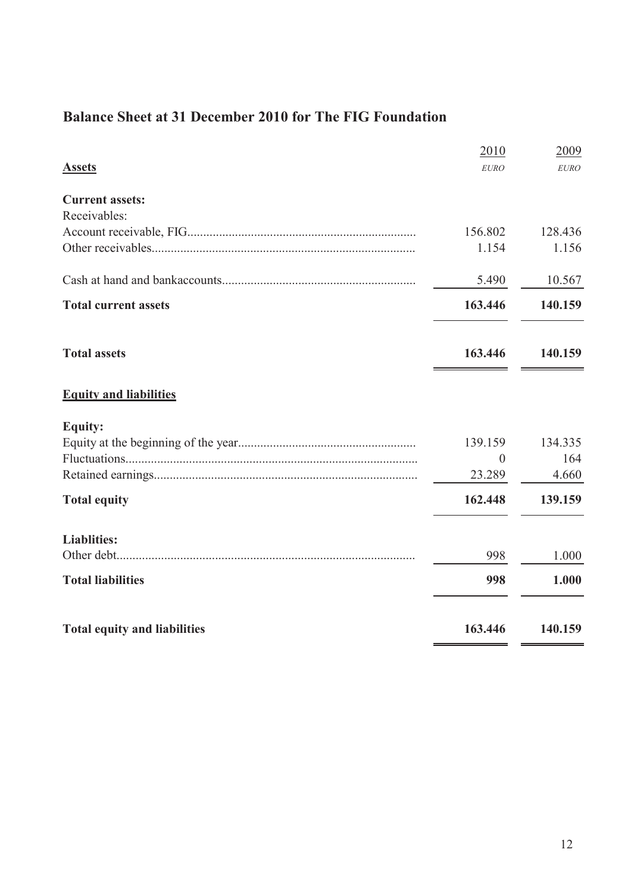# Balance Sheet at 31 December 2010 for The FIG Foundation

| | 2010 | 2009 |
|---|---|---|
| **Assets** | *EURO* | *EURO* |
| **Current assets:** | | |
| Receivables: | | |
| Account receivable, FIG | 156.802 | 128.436 |
| Other receivables | 1.154 | 1.156 |
| Cash at hand and bankaccounts | 5.490 | 10.567 |
| **Total current assets** | **163.446** | **140.159** |
| **Total assets** | **163.446** | **140.159** |
| **Equity and liabilities** | | |
| **Equity:** | | |
| Equity at the beginning of the year | 139.159 | 134.335 |
| Fluctuations | 0 | 164 |
| Retained earnings | 23.289 | 4.660 |
| **Total equity** | **162.448** | **139.159** |
| **Liablities:** | | |
| Other debt | 998 | 1.000 |
| **Total liabilities** | **998** | **1.000** |
| **Total equity and liabilities** | **163.446** | **140.159** |